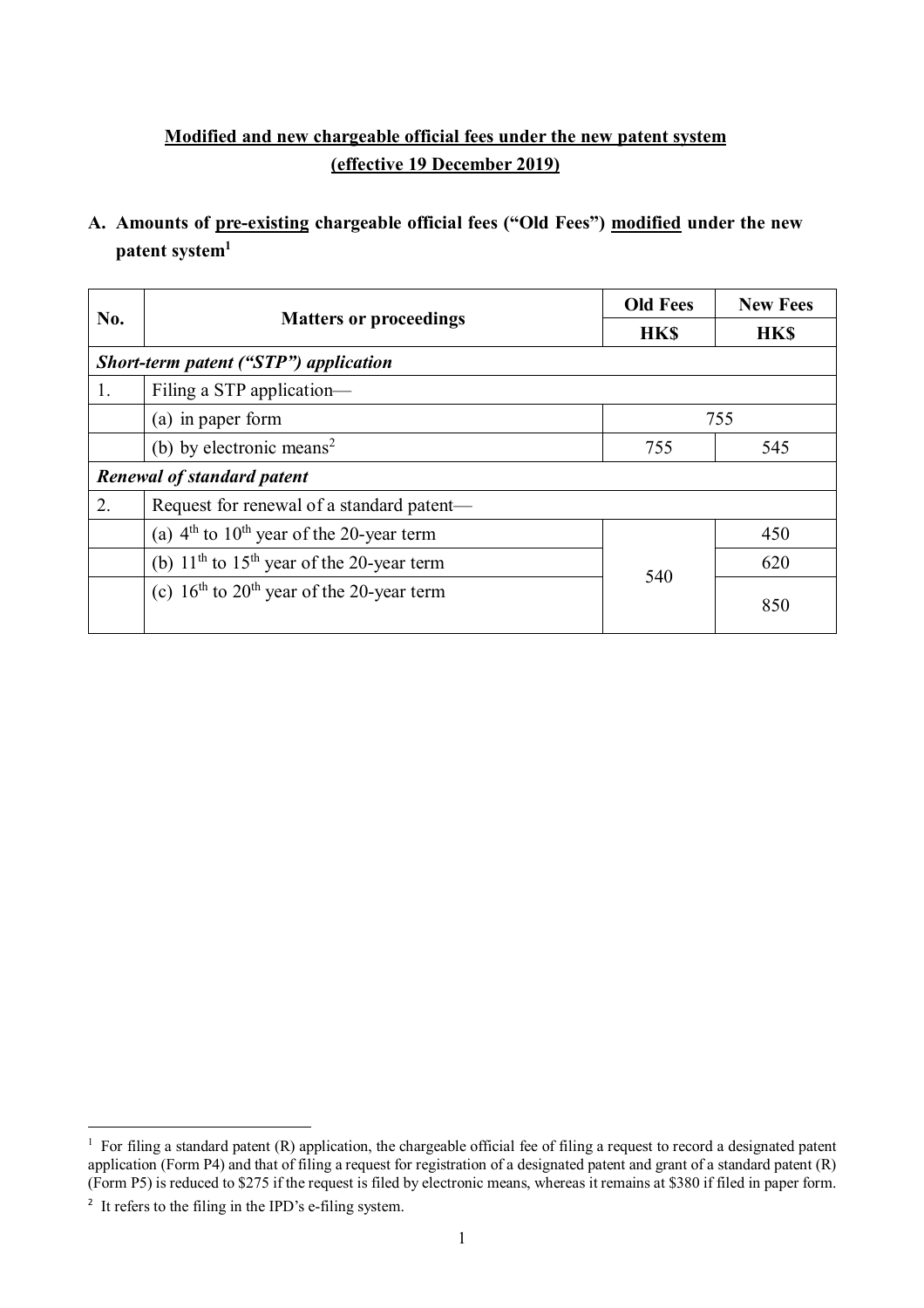**<u>Modified and new chargeable official fees under the new patent system</u>**
**<u>(effective 19 December 2019)</u>**

## A. Amounts of <u>pre-existing</u> chargeable official fees ("Old Fees") <u>modified</u> under the new patent system[1]

| No. | Matters or proceedings | Old Fees HK$ | New Fees HK$ |
|---|---|---|---|
| ***Short-term patent ("STP") application*** | | | |
| 1. | Filing a STP application— | | |
| | (a) in paper form | 755 | 755 |
| | (b) by electronic means[2] | 755 | 545 |
| ***Renewal of standard patent*** | | | |
| 2. | Request for renewal of a standard patent— | | |
| | (a) 4th to 10th year of the 20-year term | 540 | 450 |
| | (b) 11th to 15th year of the 20-year term | 540 | 620 |
| | (c) 16th to 20th year of the 20-year term | 540 | 850 |

[1] For filing a standard patent (R) application, the chargeable official fee of filing a request to record a designated patent application (Form P4) and that of filing a request for registration of a designated patent and grant of a standard patent (R) (Form P5) is reduced to $275 if the request is filed by electronic means, whereas it remains at $380 if filed in paper form.

[2] It refers to the filing in the IPD's e-filing system.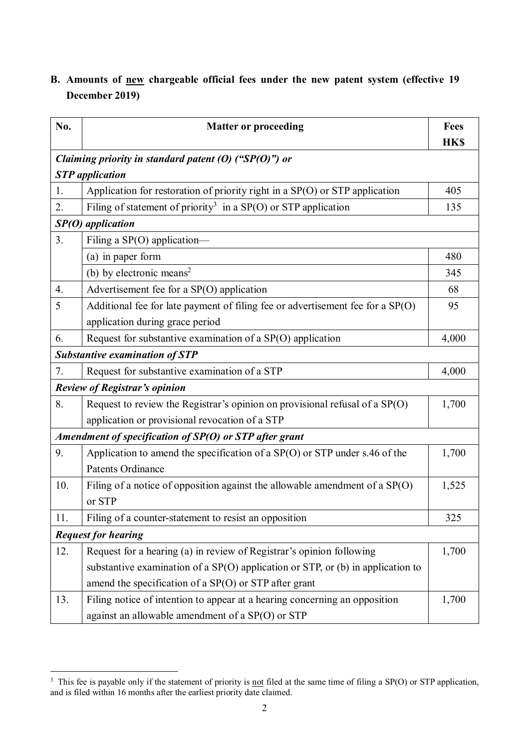**B. Amounts of <u>new</u> chargeable official fees under the new patent system (effective 19 December 2019)**

| No. | Matter or proceeding | Fees HK$ |
|---|---|---|
| ***Claiming priority in standard patent (O) ("SP(O)") or STP application*** | | |
| 1. | Application for restoration of priority right in a SP(O) or STP application | 405 |
| 2. | Filing of statement of priority[3] in a SP(O) or STP application | 135 |
| ***SP(O) application*** | | |
| 3. | Filing a SP(O) application— | |
| | (a) in paper form | 480 |
| | (b) by electronic means[2] | 345 |
| 4. | Advertisement fee for a SP(O) application | 68 |
| 5 | Additional fee for late payment of filing fee or advertisement fee for a SP(O) application during grace period | 95 |
| 6. | Request for substantive examination of a SP(O) application | 4,000 |
| ***Substantive examination of STP*** | | |
| 7. | Request for substantive examination of a STP | 4,000 |
| ***Review of Registrar's opinion*** | | |
| 8. | Request to review the Registrar's opinion on provisional refusal of a SP(O) application or provisional revocation of a STP | 1,700 |
| ***Amendment of specification of SP(O) or STP after grant*** | | |
| 9. | Application to amend the specification of a SP(O) or STP under s.46 of the Patents Ordinance | 1,700 |
| 10. | Filing of a notice of opposition against the allowable amendment of a SP(O) or STP | 1,525 |
| 11. | Filing of a counter-statement to resist an opposition | 325 |
| ***Request for hearing*** | | |
| 12. | Request for a hearing (a) in review of Registrar's opinion following substantive examination of a SP(O) application or STP, or (b) in application to amend the specification of a SP(O) or STP after grant | 1,700 |
| 13. | Filing notice of intention to appear at a hearing concerning an opposition against an allowable amendment of a SP(O) or STP | 1,700 |

[3] This fee is payable only if the statement of priority is <u>not</u> filed at the same time of filing a SP(O) or STP application, and is filed within 16 months after the earliest priority date claimed.